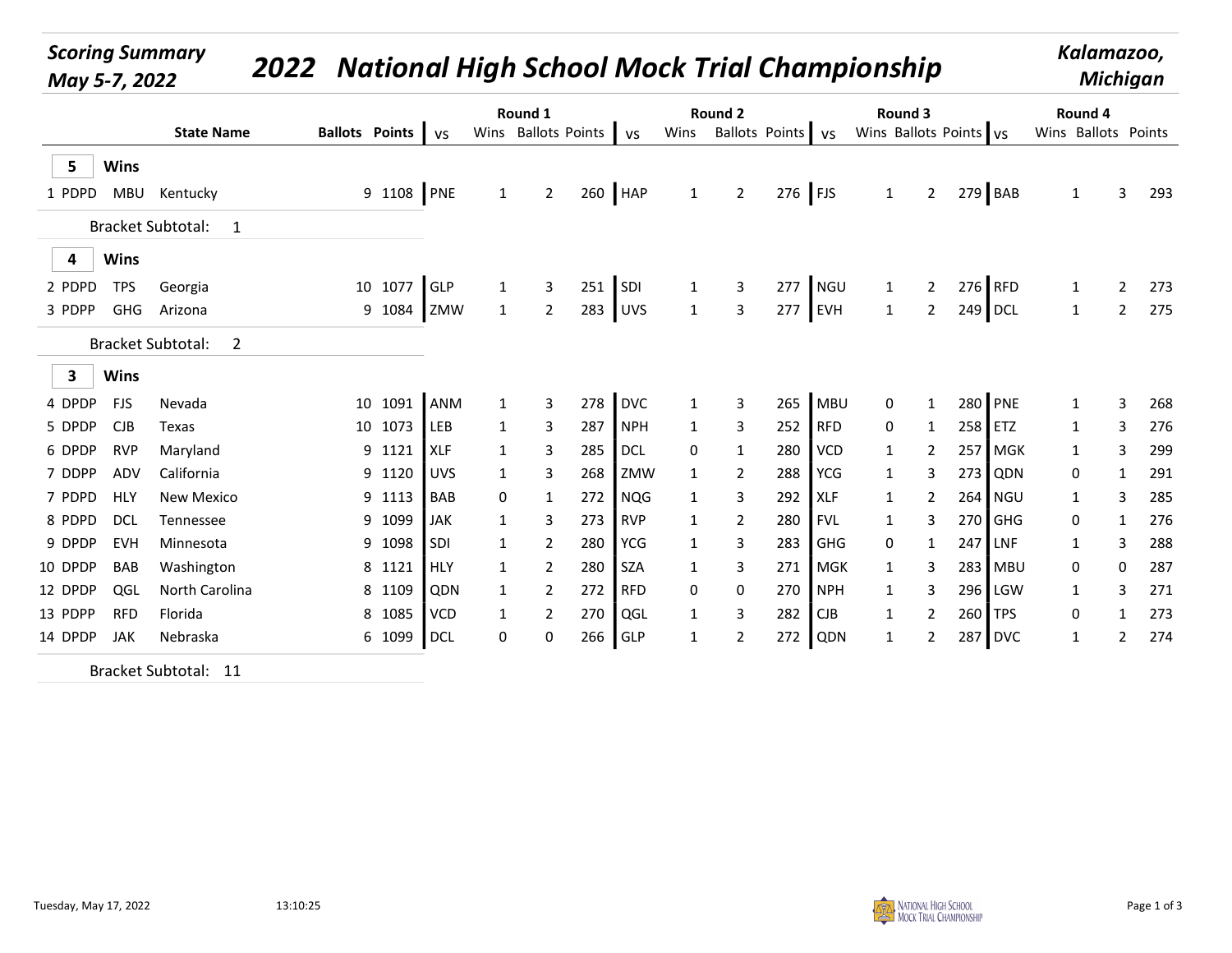*Scoring Summary*
*May 5-7, 2022*

# 2022 National High School Mock Trial Championship

*Kalamazoo, Michigan*

| | | | State Name | Ballots | Points | Round 1 vs | Wins | Ballots | Points | Round 2 vs | Wins | Ballots | Points | Round 3 vs | Wins | Ballots | Points | Round 4 vs | Wins | Ballots | Points |
|---|---|---|---|---|---|---|---|---|---|---|---|---|---|---|---|---|---|---|---|---|---|
| **5 Wins** | | | | | | | | | | | | | | | | | | | | | |
| 1 | PDPD | MBU | Kentucky | 9 | 1108 | PNE | 1 | 2 | 260 | HAP | 1 | 2 | 276 | FJS | 1 | 2 | 279 | BAB | 1 | 3 | 293 |
| Bracket Subtotal: 1 | | | | | | | | | | | | | | | | | | | | | |
| **4 Wins** | | | | | | | | | | | | | | | | | | | | | |
| 2 | PDPD | TPS | Georgia | 10 | 1077 | GLP | 1 | 3 | 251 | SDI | 1 | 3 | 277 | NGU | 1 | 2 | 276 | RFD | 1 | 2 | 273 |
| 3 | PDPP | GHG | Arizona | 9 | 1084 | ZMW | 1 | 2 | 283 | UVS | 1 | 3 | 277 | EVH | 1 | 2 | 249 | DCL | 1 | 2 | 275 |
| Bracket Subtotal: 2 | | | | | | | | | | | | | | | | | | | | | |
| **3 Wins** | | | | | | | | | | | | | | | | | | | | | |
| 4 | DPDP | FJS | Nevada | 10 | 1091 | ANM | 1 | 3 | 278 | DVC | 1 | 3 | 265 | MBU | 0 | 1 | 280 | PNE | 1 | 3 | 268 |
| 5 | DPDP | CJB | Texas | 10 | 1073 | LEB | 1 | 3 | 287 | NPH | 1 | 3 | 252 | RFD | 0 | 1 | 258 | ETZ | 1 | 3 | 276 |
| 6 | DPDP | RVP | Maryland | 9 | 1121 | XLF | 1 | 3 | 285 | DCL | 0 | 1 | 280 | VCD | 1 | 2 | 257 | MGK | 1 | 3 | 299 |
| 7 | DDPP | ADV | California | 9 | 1120 | UVS | 1 | 3 | 268 | ZMW | 1 | 2 | 288 | YCG | 1 | 3 | 273 | QDN | 0 | 1 | 291 |
| 7 | PDPD | HLY | New Mexico | 9 | 1113 | BAB | 0 | 1 | 272 | NQG | 1 | 3 | 292 | XLF | 1 | 2 | 264 | NGU | 1 | 3 | 285 |
| 8 | PDPD | DCL | Tennessee | 9 | 1099 | JAK | 1 | 3 | 273 | RVP | 1 | 2 | 280 | FVL | 1 | 3 | 270 | GHG | 0 | 1 | 276 |
| 9 | DPDP | EVH | Minnesota | 9 | 1098 | SDI | 1 | 2 | 280 | YCG | 1 | 3 | 283 | GHG | 0 | 1 | 247 | LNF | 1 | 3 | 288 |
| 10 | DPDP | BAB | Washington | 8 | 1121 | HLY | 1 | 2 | 280 | SZA | 1 | 3 | 271 | MGK | 1 | 3 | 283 | MBU | 0 | 0 | 287 |
| 12 | DPDP | QGL | North Carolina | 8 | 1109 | QDN | 1 | 2 | 272 | RFD | 0 | 0 | 270 | NPH | 1 | 3 | 296 | LGW | 1 | 3 | 271 |
| 13 | PDPP | RFD | Florida | 8 | 1085 | VCD | 1 | 2 | 270 | QGL | 1 | 3 | 282 | CJB | 1 | 2 | 260 | TPS | 0 | 1 | 273 |
| 14 | DPDP | JAK | Nebraska | 6 | 1099 | DCL | 0 | 0 | 266 | GLP | 1 | 2 | 272 | QDN | 1 | 2 | 287 | DVC | 1 | 2 | 274 |
| Bracket Subtotal: 11 | | | | | | | | | | | | | | | | | | | | | |

Tuesday, May 17, 2022 13:10:25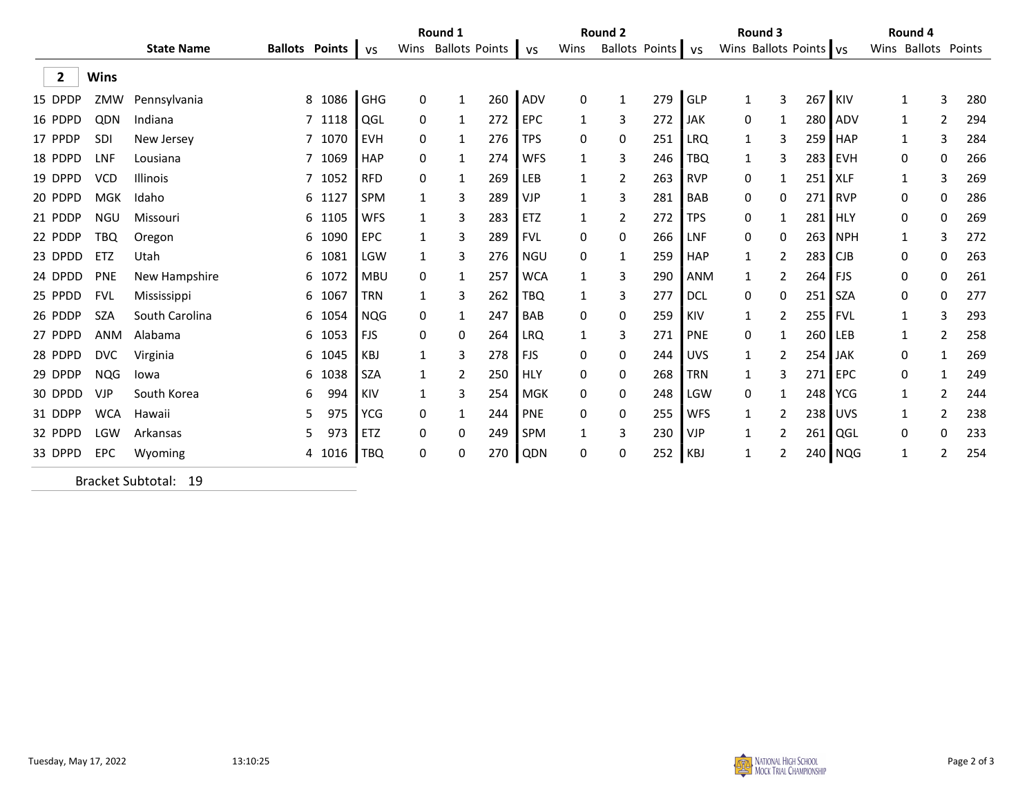|  |  |  | State Name | Ballots | Points | Round 1 |  |  |  | Round 2 |  |  |  | Round 3 |  |  |  | Round 4 |  |  |  |
|---|---|---|---|---|---|---|---|---|---|---|---|---|---|---|---|---|---|---|---|---|---|
|  |  |  |  |  |  | vs | Wins | Ballots | Points | vs | Wins | Ballots | Points | vs | Wins | Ballots | Points | vs | Wins | Ballots | Points |
| **2** | **Wins** |  |  |  |  |  |  |  |  |  |  |  |  |  |  |  |  |  |  |  |  |
| 15 | DPDP | ZMW | Pennsylvania | 8 | 1086 | GHG | 0 | 1 | 260 | ADV | 0 | 1 | 279 | GLP | 1 | 3 | 267 | KIV | 1 | 3 | 280 |
| 16 | PDPD | QDN | Indiana | 7 | 1118 | QGL | 0 | 1 | 272 | EPC | 1 | 3 | 272 | JAK | 0 | 1 | 280 | ADV | 1 | 2 | 294 |
| 17 | PPDP | SDI | New Jersey | 7 | 1070 | EVH | 0 | 1 | 276 | TPS | 0 | 0 | 251 | LRQ | 1 | 3 | 259 | HAP | 1 | 3 | 284 |
| 18 | PDPD | LNF | Lousiana | 7 | 1069 | HAP | 0 | 1 | 274 | WFS | 1 | 3 | 246 | TBQ | 1 | 3 | 283 | EVH | 0 | 0 | 266 |
| 19 | DPPD | VCD | Illinois | 7 | 1052 | RFD | 0 | 1 | 269 | LEB | 1 | 2 | 263 | RVP | 0 | 1 | 251 | XLF | 1 | 3 | 269 |
| 20 | PDPD | MGK | Idaho | 6 | 1127 | SPM | 1 | 3 | 289 | VJP | 1 | 3 | 281 | BAB | 0 | 0 | 271 | RVP | 0 | 0 | 286 |
| 21 | PDDP | NGU | Missouri | 6 | 1105 | WFS | 1 | 3 | 283 | ETZ | 1 | 2 | 272 | TPS | 0 | 1 | 281 | HLY | 0 | 0 | 269 |
| 22 | PDDP | TBQ | Oregon | 6 | 1090 | EPC | 1 | 3 | 289 | FVL | 0 | 0 | 266 | LNF | 0 | 0 | 263 | NPH | 1 | 3 | 272 |
| 23 | DPDD | ETZ | Utah | 6 | 1081 | LGW | 1 | 3 | 276 | NGU | 0 | 1 | 259 | HAP | 1 | 2 | 283 | CJB | 0 | 0 | 263 |
| 24 | DPDD | PNE | New Hampshire | 6 | 1072 | MBU | 0 | 1 | 257 | WCA | 1 | 3 | 290 | ANM | 1 | 2 | 264 | FJS | 0 | 0 | 261 |
| 25 | PPDD | FVL | Mississippi | 6 | 1067 | TRN | 1 | 3 | 262 | TBQ | 1 | 3 | 277 | DCL | 0 | 0 | 251 | SZA | 0 | 0 | 277 |
| 26 | PDDP | SZA | South Carolina | 6 | 1054 | NQG | 0 | 1 | 247 | BAB | 0 | 0 | 259 | KIV | 1 | 2 | 255 | FVL | 1 | 3 | 293 |
| 27 | PDPD | ANM | Alabama | 6 | 1053 | FJS | 0 | 0 | 264 | LRQ | 1 | 3 | 271 | PNE | 0 | 1 | 260 | LEB | 1 | 2 | 258 |
| 28 | PDPD | DVC | Virginia | 6 | 1045 | KBJ | 1 | 3 | 278 | FJS | 0 | 0 | 244 | UVS | 1 | 2 | 254 | JAK | 0 | 1 | 269 |
| 29 | DPDP | NQG | Iowa | 6 | 1038 | SZA | 1 | 2 | 250 | HLY | 0 | 0 | 268 | TRN | 1 | 3 | 271 | EPC | 0 | 1 | 249 |
| 30 | DPDD | VJP | South Korea | 6 | 994 | KIV | 1 | 3 | 254 | MGK | 0 | 0 | 248 | LGW | 0 | 1 | 248 | YCG | 1 | 2 | 244 |
| 31 | DDPP | WCA | Hawaii | 5 | 975 | YCG | 0 | 1 | 244 | PNE | 0 | 0 | 255 | WFS | 1 | 2 | 238 | UVS | 1 | 2 | 238 |
| 32 | PDPD | LGW | Arkansas | 5 | 973 | ETZ | 0 | 0 | 249 | SPM | 1 | 3 | 230 | VJP | 1 | 2 | 261 | QGL | 0 | 0 | 233 |
| 33 | DPPD | EPC | Wyoming | 4 | 1016 | TBQ | 0 | 0 | 270 | QDN | 0 | 0 | 252 | KBJ | 1 | 2 | 240 | NQG | 1 | 2 | 254 |

Bracket Subtotal: 19

Tuesday, May 17, 2022 13:10:25

National High School Mock Trial Championship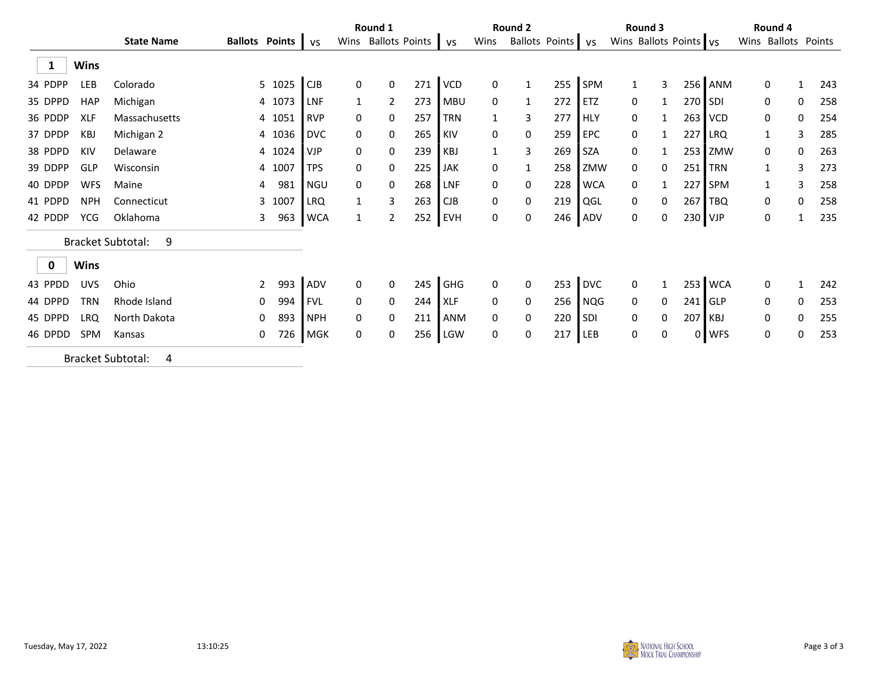| | | | State Name | Ballots | Points | Round 1 vs | Wins | Ballots | Points | Round 2 vs | Wins | Ballots | Points | Round 3 vs | Wins | Ballots | Points | Round 4 vs | Wins | Ballots | Points |
|---|---|---|---|---|---|---|---|---|---|---|---|---|---|---|---|---|---|---|---|---|---|
| **1 Wins** | | | | | | | | | | | | | | | | | | | | | |
| 34 | PDPP | LEB | Colorado | 5 | 1025 | CJB | 0 | 0 | 271 | VCD | 0 | 1 | 255 | SPM | 1 | 3 | 256 | ANM | 0 | 1 | 243 |
| 35 | DPPD | HAP | Michigan | 4 | 1073 | LNF | 1 | 2 | 273 | MBU | 0 | 1 | 272 | ETZ | 0 | 1 | 270 | SDI | 0 | 0 | 258 |
| 36 | PDDP | XLF | Massachusetts | 4 | 1051 | RVP | 0 | 0 | 257 | TRN | 1 | 3 | 277 | HLY | 0 | 1 | 263 | VCD | 0 | 0 | 254 |
| 37 | DPDP | KBJ | Michigan 2 | 4 | 1036 | DVC | 0 | 0 | 265 | KIV | 0 | 0 | 259 | EPC | 0 | 1 | 227 | LRQ | 1 | 3 | 285 |
| 38 | PDPD | KIV | Delaware | 4 | 1024 | VJP | 0 | 0 | 239 | KBJ | 1 | 3 | 269 | SZA | 0 | 1 | 253 | ZMW | 0 | 0 | 263 |
| 39 | DDPP | GLP | Wisconsin | 4 | 1007 | TPS | 0 | 0 | 225 | JAK | 0 | 1 | 258 | ZMW | 0 | 0 | 251 | TRN | 1 | 3 | 273 |
| 40 | DPDP | WFS | Maine | 4 | 981 | NGU | 0 | 0 | 268 | LNF | 0 | 0 | 228 | WCA | 0 | 1 | 227 | SPM | 1 | 3 | 258 |
| 41 | PDPD | NPH | Connecticut | 3 | 1007 | LRQ | 1 | 3 | 263 | CJB | 0 | 0 | 219 | QGL | 0 | 0 | 267 | TBQ | 0 | 0 | 258 |
| 42 | PDDP | YCG | Oklahoma | 3 | 963 | WCA | 1 | 2 | 252 | EVH | 0 | 0 | 246 | ADV | 0 | 0 | 230 | VJP | 0 | 1 | 235 |
| Bracket Subtotal: 9 | | | | | | | | | | | | | | | | | | | | | |
| **0 Wins** | | | | | | | | | | | | | | | | | | | | | |
| 43 | PPDD | UVS | Ohio | 2 | 993 | ADV | 0 | 0 | 245 | GHG | 0 | 0 | 253 | DVC | 0 | 1 | 253 | WCA | 0 | 1 | 242 |
| 44 | DPPD | TRN | Rhode Island | 0 | 994 | FVL | 0 | 0 | 244 | XLF | 0 | 0 | 256 | NQG | 0 | 0 | 241 | GLP | 0 | 0 | 253 |
| 45 | DPPD | LRQ | North Dakota | 0 | 893 | NPH | 0 | 0 | 211 | ANM | 0 | 0 | 220 | SDI | 0 | 0 | 207 | KBJ | 0 | 0 | 255 |
| 46 | DPDD | SPM | Kansas | 0 | 726 | MGK | 0 | 0 | 256 | LGW | 0 | 0 | 217 | LEB | 0 | 0 | 0 | WFS | 0 | 0 | 253 |
| Bracket Subtotal: 4 | | | | | | | | | | | | | | | | | | | | | |

Tuesday, May 17, 2022 13:10:25

National High School Mock Trial Championship